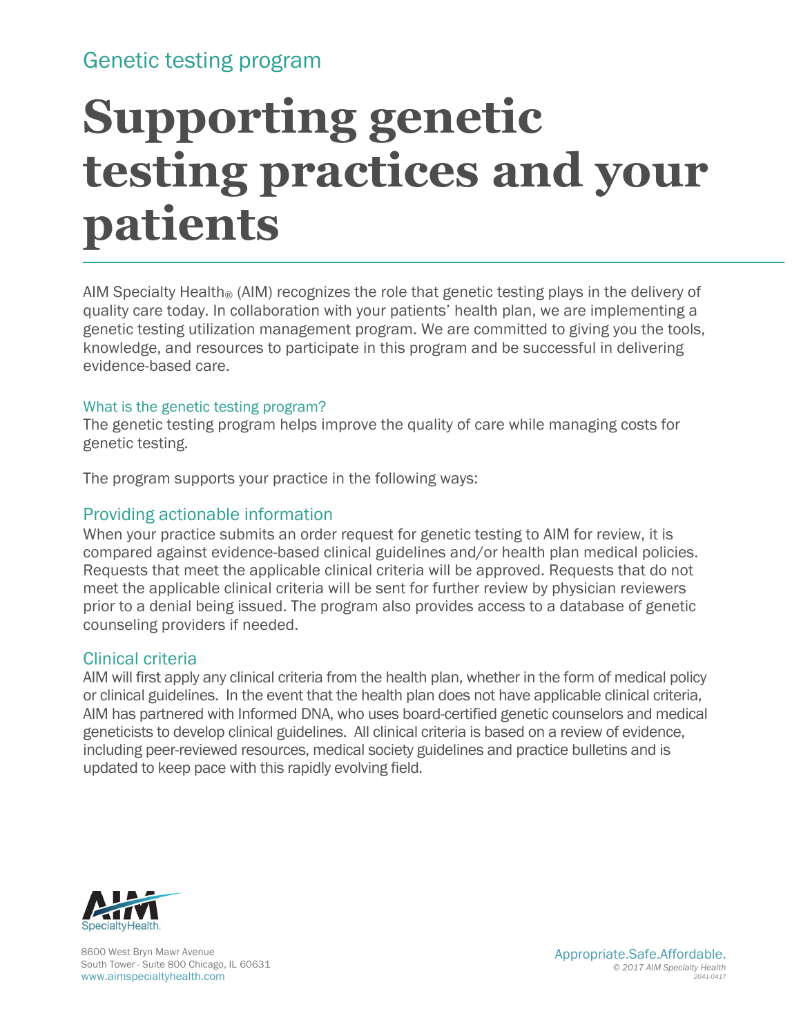Genetic testing program

# Supporting genetic testing practices and your patients

AIM Specialty Health® (AIM) recognizes the role that genetic testing plays in the delivery of quality care today. In collaboration with your patients' health plan, we are implementing a genetic testing utilization management program. We are committed to giving you the tools, knowledge, and resources to participate in this program and be successful in delivering evidence-based care.

### What is the genetic testing program?

The genetic testing program helps improve the quality of care while managing costs for genetic testing.

The program supports your practice in the following ways:

## Providing actionable information

When your practice submits an order request for genetic testing to AIM for review, it is compared against evidence-based clinical guidelines and/or health plan medical policies. Requests that meet the applicable clinical criteria will be approved. Requests that do not meet the applicable clinical criteria will be sent for further review by physician reviewers prior to a denial being issued. The program also provides access to a database of genetic counseling providers if needed.

## Clinical criteria

AIM will first apply any clinical criteria from the health plan, whether in the form of medical policy or clinical guidelines. In the event that the health plan does not have applicable clinical criteria, AIM has partnered with Informed DNA, who uses board-certified genetic counselors and medical geneticists to develop clinical guidelines. All clinical criteria is based on a review of evidence, including peer-reviewed resources, medical society guidelines and practice bulletins and is updated to keep pace with this rapidly evolving field.

AIM SpecialtyHealth

8600 West Bryn Mawr Avenue
South Tower - Suite 800 Chicago, IL 60631
www.aimspecialtyhealth.com

Appropriate.Safe.Affordable.
© 2017 AIM Specialty Health
2041-0417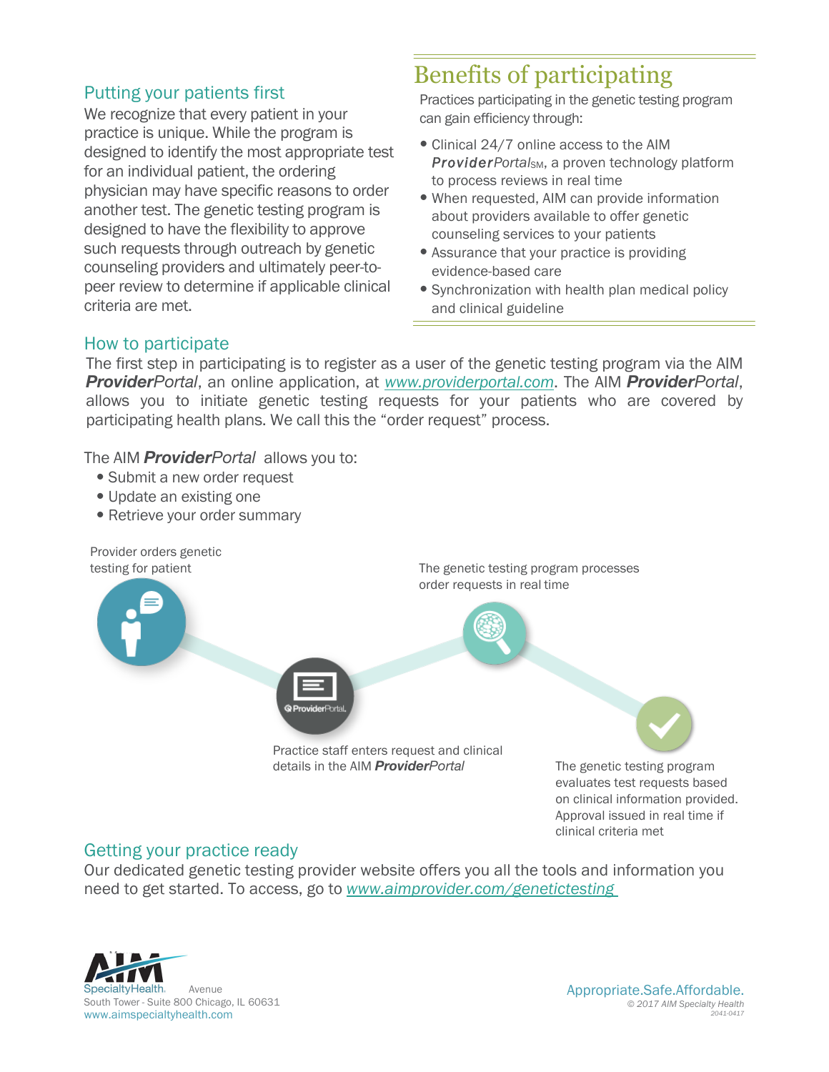## Putting your patients first

We recognize that every patient in your practice is unique. While the program is designed to identify the most appropriate test for an individual patient, the ordering physician may have specific reasons to order another test. The genetic testing program is designed to have the flexibility to approve such requests through outreach by genetic counseling providers and ultimately peer-to-peer review to determine if applicable clinical criteria are met.

# Benefits of participating

Practices participating in the genetic testing program can gain efficiency through:

- Clinical 24/7 online access to the AIM *ProviderPortal*SM, a proven technology platform to process reviews in real time
- When requested, AIM can provide information about providers available to offer genetic counseling services to your patients
- Assurance that your practice is providing evidence-based care
- Synchronization with health plan medical policy and clinical guideline

## How to participate

The first step in participating is to register as a user of the genetic testing program via the AIM ***Provider****Portal*, an online application, at www.providerportal.com. The AIM ***Provider****Portal*, allows you to initiate genetic testing requests for your patients who are covered by participating health plans. We call this the "order request" process.

The AIM ***Provider****Portal* allows you to:

- Submit a new order request
- Update an existing one
- Retrieve your order summary

Provider orders genetic testing for patient

ProviderPortal.

Practice staff enters request and clinical details in the AIM ***Provider****Portal*

The genetic testing program processes order requests in real time

The genetic testing program evaluates test requests based on clinical information provided. Approval issued in real time if clinical criteria met

## Getting your practice ready

Our dedicated genetic testing provider website offers you all the tools and information you need to get started. To access, go to www.aimprovider.com/genetictesting

AIM SpecialtyHealth. Avenue South Tower - Suite 800 Chicago, IL 60631
www.aimspecialtyhealth.com

Appropriate.Safe.Affordable.
© 2017 AIM Specialty Health
2041-0417